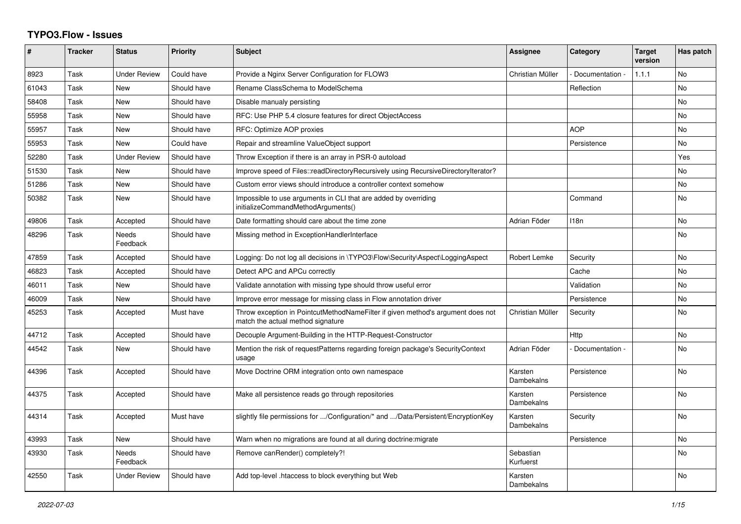# TYPO3.Flow - Issues

| # | Tracker | Status | Priority | Subject | Assignee | Category | Target version | Has patch |
|---|---|---|---|---|---|---|---|---|
| 8923 | Task | Under Review | Could have | Provide a Nginx Server Configuration for FLOW3 | Christian Müller | - Documentation - | 1.1.1 | No |
| 61043 | Task | New | Should have | Rename ClassSchema to ModelSchema | | Reflection | | No |
| 58408 | Task | New | Should have | Disable manualy persisting | | | | No |
| 55958 | Task | New | Should have | RFC: Use PHP 5.4 closure features for direct ObjectAccess | | | | No |
| 55957 | Task | New | Should have | RFC: Optimize AOP proxies | | AOP | | No |
| 55953 | Task | New | Could have | Repair and streamline ValueObject support | | Persistence | | No |
| 52280 | Task | Under Review | Should have | Throw Exception if there is an array in PSR-0 autoload | | | | Yes |
| 51530 | Task | New | Should have | Improve speed of Files::readDirectoryRecursively using RecursiveDirectoryIterator? | | | | No |
| 51286 | Task | New | Should have | Custom error views should introduce a controller context somehow | | | | No |
| 50382 | Task | New | Should have | Impossible to use arguments in CLI that are added by overriding initializeCommandMethodArguments() | | Command | | No |
| 49806 | Task | Accepted | Should have | Date formatting should care about the time zone | Adrian Föder | I18n | | No |
| 48296 | Task | Needs Feedback | Should have | Missing method in ExceptionHandlerInterface | | | | No |
| 47859 | Task | Accepted | Should have | Logging: Do not log all decisions in \TYPO3\Flow\Security\Aspect\LoggingAspect | Robert Lemke | Security | | No |
| 46823 | Task | Accepted | Should have | Detect APC and APCu correctly | | Cache | | No |
| 46011 | Task | New | Should have | Validate annotation with missing type should throw useful error | | Validation | | No |
| 46009 | Task | New | Should have | Improve error message for missing class in Flow annotation driver | | Persistence | | No |
| 45253 | Task | Accepted | Must have | Throw exception in PointcutMethodNameFilter if given method's argument does not match the actual method signature | Christian Müller | Security | | No |
| 44712 | Task | Accepted | Should have | Decouple Argument-Building in the HTTP-Request-Constructor | | Http | | No |
| 44542 | Task | New | Should have | Mention the risk of requestPatterns regarding foreign package's SecurityContext usage | Adrian Föder | - Documentation - | | No |
| 44396 | Task | Accepted | Should have | Move Doctrine ORM integration onto own namespace | Karsten Dambekalns | Persistence | | No |
| 44375 | Task | Accepted | Should have | Make all persistence reads go through repositories | Karsten Dambekalns | Persistence | | No |
| 44314 | Task | Accepted | Must have | slightly file permissions for .../Configuration/* and .../Data/Persistent/EncryptionKey | Karsten Dambekalns | Security | | No |
| 43993 | Task | New | Should have | Warn when no migrations are found at all during doctrine:migrate | | Persistence | | No |
| 43930 | Task | Needs Feedback | Should have | Remove canRender() completely?! | Sebastian Kurfuerst | | | No |
| 42550 | Task | Under Review | Should have | Add top-level .htaccess to block everything but Web | Karsten Dambekalns | | | No |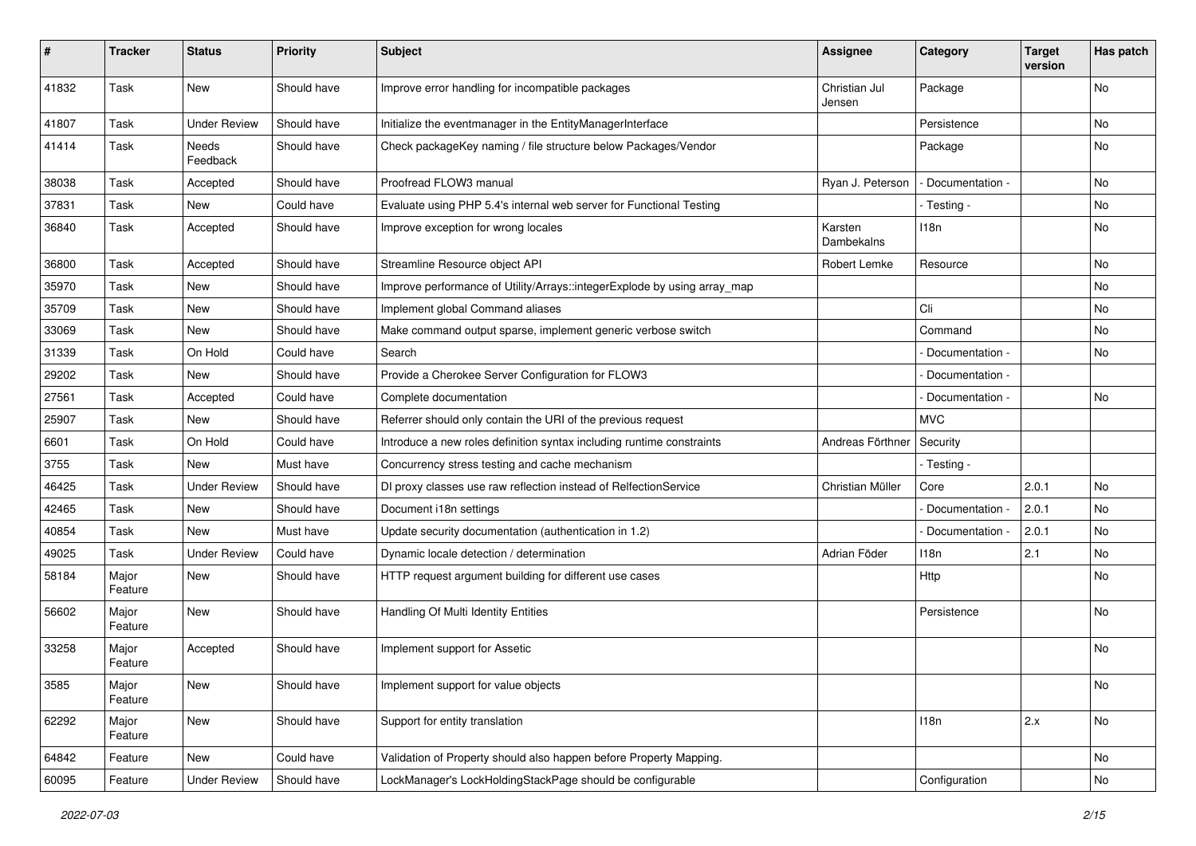| # | Tracker | Status | Priority | Subject | Assignee | Category | Target version | Has patch |
|---|---|---|---|---|---|---|---|---|
| 41832 | Task | New | Should have | Improve error handling for incompatible packages | Christian Jul Jensen | Package | | No |
| 41807 | Task | Under Review | Should have | Initialize the eventmanager in the EntityManagerInterface | | Persistence | | No |
| 41414 | Task | Needs Feedback | Should have | Check packageKey naming / file structure below Packages/Vendor | | Package | | No |
| 38038 | Task | Accepted | Should have | Proofread FLOW3 manual | Ryan J. Peterson | - Documentation - | | No |
| 37831 | Task | New | Could have | Evaluate using PHP 5.4's internal web server for Functional Testing | | - Testing - | | No |
| 36840 | Task | Accepted | Should have | Improve exception for wrong locales | Karsten Dambekalns | I18n | | No |
| 36800 | Task | Accepted | Should have | Streamline Resource object API | Robert Lemke | Resource | | No |
| 35970 | Task | New | Should have | Improve performance of Utility/Arrays::integerExplode by using array_map | | | | No |
| 35709 | Task | New | Should have | Implement global Command aliases | | Cli | | No |
| 33069 | Task | New | Should have | Make command output sparse, implement generic verbose switch | | Command | | No |
| 31339 | Task | On Hold | Could have | Search | | - Documentation - | | No |
| 29202 | Task | New | Should have | Provide a Cherokee Server Configuration for FLOW3 | | - Documentation - | | |
| 27561 | Task | Accepted | Could have | Complete documentation | | - Documentation - | | No |
| 25907 | Task | New | Should have | Referrer should only contain the URI of the previous request | | MVC | | |
| 6601 | Task | On Hold | Could have | Introduce a new roles definition syntax including runtime constraints | Andreas Förthner | Security | | |
| 3755 | Task | New | Must have | Concurrency stress testing and cache mechanism | | - Testing - | | |
| 46425 | Task | Under Review | Should have | DI proxy classes use raw reflection instead of RelfectionService | Christian Müller | Core | 2.0.1 | No |
| 42465 | Task | New | Should have | Document i18n settings | | - Documentation - | 2.0.1 | No |
| 40854 | Task | New | Must have | Update security documentation (authentication in 1.2) | | - Documentation - | 2.0.1 | No |
| 49025 | Task | Under Review | Could have | Dynamic locale detection / determination | Adrian Föder | I18n | 2.1 | No |
| 58184 | Major Feature | New | Should have | HTTP request argument building for different use cases | | Http | | No |
| 56602 | Major Feature | New | Should have | Handling Of Multi Identity Entities | | Persistence | | No |
| 33258 | Major Feature | Accepted | Should have | Implement support for Assetic | | | | No |
| 3585 | Major Feature | New | Should have | Implement support for value objects | | | | No |
| 62292 | Major Feature | New | Should have | Support for entity translation | | I18n | 2.x | No |
| 64842 | Feature | New | Could have | Validation of Property should also happen before Property Mapping. | | | | No |
| 60095 | Feature | Under Review | Should have | LockManager's LockHoldingStackPage should be configurable | | Configuration | | No |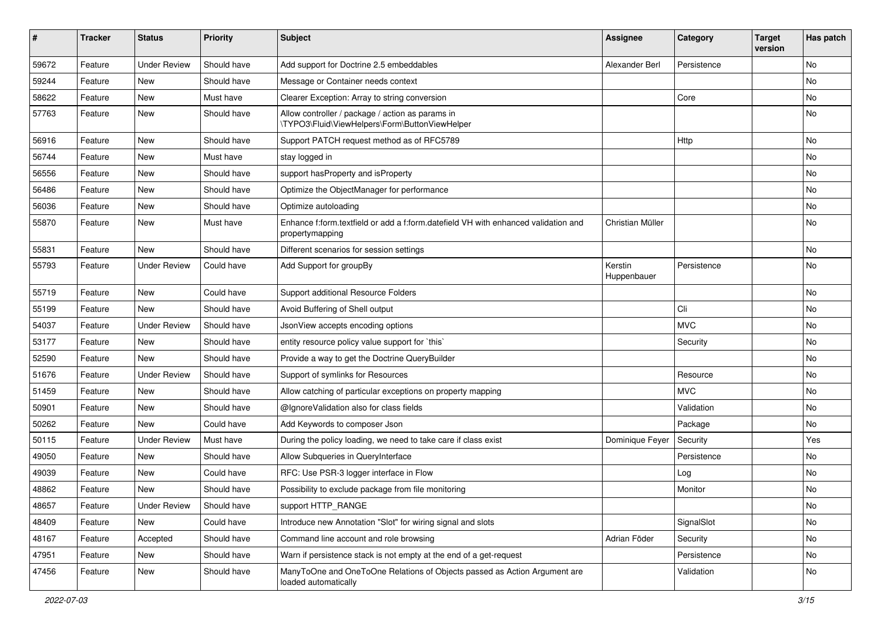| # | Tracker | Status | Priority | Subject | Assignee | Category | Target version | Has patch |
|---|---|---|---|---|---|---|---|---|
| 59672 | Feature | Under Review | Should have | Add support for Doctrine 2.5 embeddables | Alexander Berl | Persistence | | No |
| 59244 | Feature | New | Should have | Message or Container needs context | | | | No |
| 58622 | Feature | New | Must have | Clearer Exception: Array to string conversion | | Core | | No |
| 57763 | Feature | New | Should have | Allow controller / package / action as params in \TYPO3\Fluid\ViewHelpers\Form\ButtonViewHelper | | | | No |
| 56916 | Feature | New | Should have | Support PATCH request method as of RFC5789 | | Http | | No |
| 56744 | Feature | New | Must have | stay logged in | | | | No |
| 56556 | Feature | New | Should have | support hasProperty and isProperty | | | | No |
| 56486 | Feature | New | Should have | Optimize the ObjectManager for performance | | | | No |
| 56036 | Feature | New | Should have | Optimize autoloading | | | | No |
| 55870 | Feature | New | Must have | Enhance f:form.textfield or add a f:form.datefield VH with enhanced validation and propertymapping | Christian Müller | | | No |
| 55831 | Feature | New | Should have | Different scenarios for session settings | | | | No |
| 55793 | Feature | Under Review | Could have | Add Support for groupBy | Kerstin Huppenbauer | Persistence | | No |
| 55719 | Feature | New | Could have | Support additional Resource Folders | | | | No |
| 55199 | Feature | New | Should have | Avoid Buffering of Shell output | | Cli | | No |
| 54037 | Feature | Under Review | Should have | JsonView accepts encoding options | | MVC | | No |
| 53177 | Feature | New | Should have | entity resource policy value support for `this` | | Security | | No |
| 52590 | Feature | New | Should have | Provide a way to get the Doctrine QueryBuilder | | | | No |
| 51676 | Feature | Under Review | Should have | Support of symlinks for Resources | | Resource | | No |
| 51459 | Feature | New | Should have | Allow catching of particular exceptions on property mapping | | MVC | | No |
| 50901 | Feature | New | Should have | @IgnoreValidation also for class fields | | Validation | | No |
| 50262 | Feature | New | Could have | Add Keywords to composer Json | | Package | | No |
| 50115 | Feature | Under Review | Must have | During the policy loading, we need to take care if class exist | Dominique Feyer | Security | | Yes |
| 49050 | Feature | New | Should have | Allow Subqueries in QueryInterface | | Persistence | | No |
| 49039 | Feature | New | Could have | RFC: Use PSR-3 logger interface in Flow | | Log | | No |
| 48862 | Feature | New | Should have | Possibility to exclude package from file monitoring | | Monitor | | No |
| 48657 | Feature | Under Review | Should have | support HTTP_RANGE | | | | No |
| 48409 | Feature | New | Could have | Introduce new Annotation "Slot" for wiring signal and slots | | SignalSlot | | No |
| 48167 | Feature | Accepted | Should have | Command line account and role browsing | Adrian Föder | Security | | No |
| 47951 | Feature | New | Should have | Warn if persistence stack is not empty at the end of a get-request | | Persistence | | No |
| 47456 | Feature | New | Should have | ManyToOne and OneToOne Relations of Objects passed as Action Argument are loaded automatically | | Validation | | No |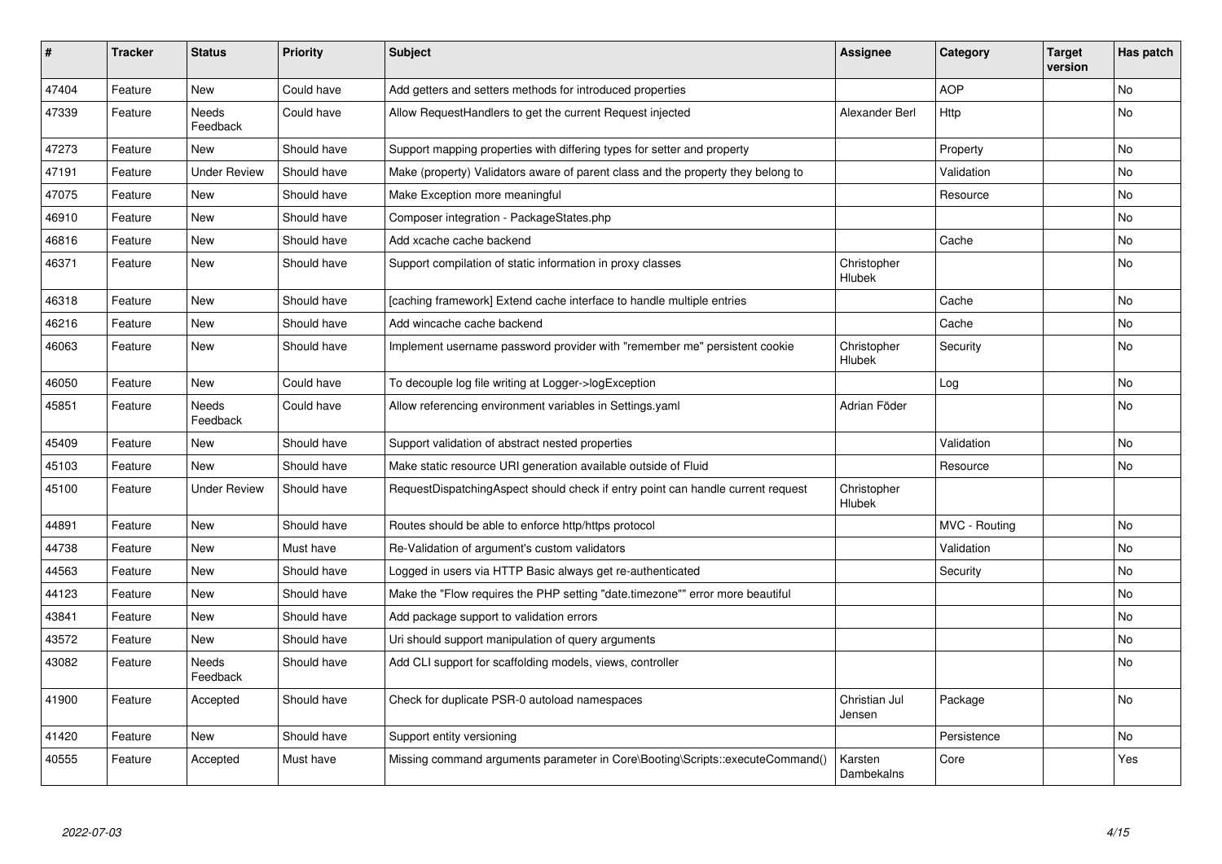| # | Tracker | Status | Priority | Subject | Assignee | Category | Target version | Has patch |
| --- | --- | --- | --- | --- | --- | --- | --- | --- |
| 47404 | Feature | New | Could have | Add getters and setters methods for introduced properties | | AOP | | No |
| 47339 | Feature | Needs Feedback | Could have | Allow RequestHandlers to get the current Request injected | Alexander Berl | Http | | No |
| 47273 | Feature | New | Should have | Support mapping properties with differing types for setter and property | | Property | | No |
| 47191 | Feature | Under Review | Should have | Make (property) Validators aware of parent class and the property they belong to | | Validation | | No |
| 47075 | Feature | New | Should have | Make Exception more meaningful | | Resource | | No |
| 46910 | Feature | New | Should have | Composer integration - PackageStates.php | | | | No |
| 46816 | Feature | New | Should have | Add xcache cache backend | | Cache | | No |
| 46371 | Feature | New | Should have | Support compilation of static information in proxy classes | Christopher Hlubek | | | No |
| 46318 | Feature | New | Should have | [caching framework] Extend cache interface to handle multiple entries | | Cache | | No |
| 46216 | Feature | New | Should have | Add wincache cache backend | | Cache | | No |
| 46063 | Feature | New | Should have | Implement username password provider with "remember me" persistent cookie | Christopher Hlubek | Security | | No |
| 46050 | Feature | New | Could have | To decouple log file writing at Logger->logException | | Log | | No |
| 45851 | Feature | Needs Feedback | Could have | Allow referencing environment variables in Settings.yaml | Adrian Föder | | | No |
| 45409 | Feature | New | Should have | Support validation of abstract nested properties | | Validation | | No |
| 45103 | Feature | New | Should have | Make static resource URI generation available outside of Fluid | | Resource | | No |
| 45100 | Feature | Under Review | Should have | RequestDispatchingAspect should check if entry point can handle current request | Christopher Hlubek | | | |
| 44891 | Feature | New | Should have | Routes should be able to enforce http/https protocol | | MVC - Routing | | No |
| 44738 | Feature | New | Must have | Re-Validation of argument's custom validators | | Validation | | No |
| 44563 | Feature | New | Should have | Logged in users via HTTP Basic always get re-authenticated | | Security | | No |
| 44123 | Feature | New | Should have | Make the "Flow requires the PHP setting "date.timezone"" error more beautiful | | | | No |
| 43841 | Feature | New | Should have | Add package support to validation errors | | | | No |
| 43572 | Feature | New | Should have | Uri should support manipulation of query arguments | | | | No |
| 43082 | Feature | Needs Feedback | Should have | Add CLI support for scaffolding models, views, controller | | | | No |
| 41900 | Feature | Accepted | Should have | Check for duplicate PSR-0 autoload namespaces | Christian Jul Jensen | Package | | No |
| 41420 | Feature | New | Should have | Support entity versioning | | Persistence | | No |
| 40555 | Feature | Accepted | Must have | Missing command arguments parameter in Core\Booting\Scripts::executeCommand() | Karsten Dambekalns | Core | | Yes |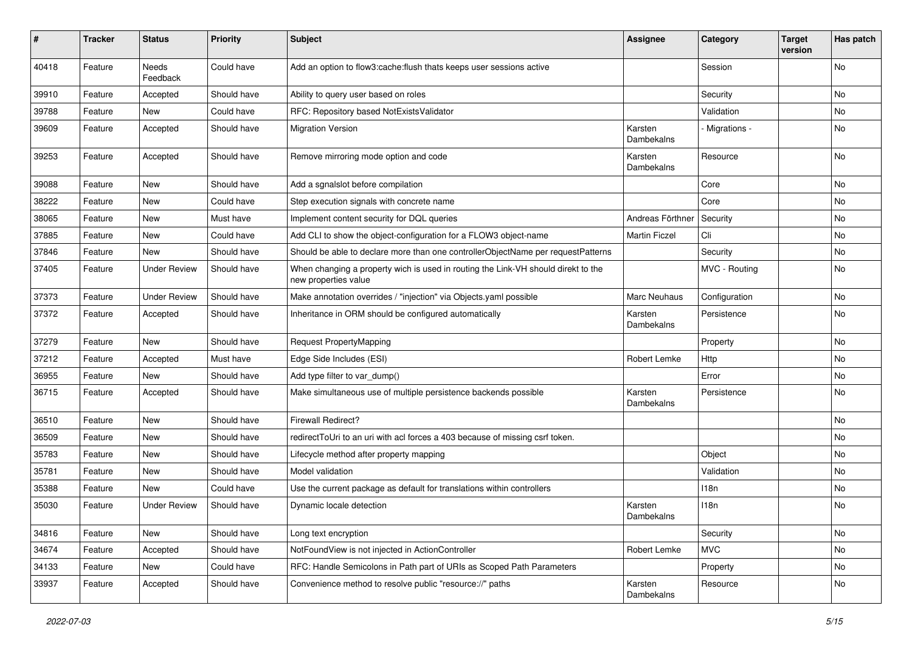| # | Tracker | Status | Priority | Subject | Assignee | Category | Target version | Has patch |
|---|---|---|---|---|---|---|---|---|
| 40418 | Feature | Needs Feedback | Could have | Add an option to flow3:cache:flush thats keeps user sessions active | | Session | | No |
| 39910 | Feature | Accepted | Should have | Ability to query user based on roles | | Security | | No |
| 39788 | Feature | New | Could have | RFC: Repository based NotExistsValidator | | Validation | | No |
| 39609 | Feature | Accepted | Should have | Migration Version | Karsten Dambekalns | - Migrations - | | No |
| 39253 | Feature | Accepted | Should have | Remove mirroring mode option and code | Karsten Dambekalns | Resource | | No |
| 39088 | Feature | New | Should have | Add a sgnalslot before compilation | | Core | | No |
| 38222 | Feature | New | Could have | Step execution signals with concrete name | | Core | | No |
| 38065 | Feature | New | Must have | Implement content security for DQL queries | Andreas Förthner | Security | | No |
| 37885 | Feature | New | Could have | Add CLI to show the object-configuration for a FLOW3 object-name | Martin Ficzel | Cli | | No |
| 37846 | Feature | New | Should have | Should be able to declare more than one controllerObjectName per requestPatterns | | Security | | No |
| 37405 | Feature | Under Review | Should have | When changing a property wich is used in routing the Link-VH should direkt to the new properties value | | MVC - Routing | | No |
| 37373 | Feature | Under Review | Should have | Make annotation overrides / "injection" via Objects.yaml possible | Marc Neuhaus | Configuration | | No |
| 37372 | Feature | Accepted | Should have | Inheritance in ORM should be configured automatically | Karsten Dambekalns | Persistence | | No |
| 37279 | Feature | New | Should have | Request PropertyMapping | | Property | | No |
| 37212 | Feature | Accepted | Must have | Edge Side Includes (ESI) | Robert Lemke | Http | | No |
| 36955 | Feature | New | Should have | Add type filter to var_dump() | | Error | | No |
| 36715 | Feature | Accepted | Should have | Make simultaneous use of multiple persistence backends possible | Karsten Dambekalns | Persistence | | No |
| 36510 | Feature | New | Should have | Firewall Redirect? | | | | No |
| 36509 | Feature | New | Should have | redirectToUri to an uri with acl forces a 403 because of missing csrf token. | | | | No |
| 35783 | Feature | New | Should have | Lifecycle method after property mapping | | Object | | No |
| 35781 | Feature | New | Should have | Model validation | | Validation | | No |
| 35388 | Feature | New | Could have | Use the current package as default for translations within controllers | | I18n | | No |
| 35030 | Feature | Under Review | Should have | Dynamic locale detection | Karsten Dambekalns | I18n | | No |
| 34816 | Feature | New | Should have | Long text encryption | | Security | | No |
| 34674 | Feature | Accepted | Should have | NotFoundView is not injected in ActionController | Robert Lemke | MVC | | No |
| 34133 | Feature | New | Could have | RFC: Handle Semicolons in Path part of URIs as Scoped Path Parameters | | Property | | No |
| 33937 | Feature | Accepted | Should have | Convenience method to resolve public "resource://" paths | Karsten Dambekalns | Resource | | No |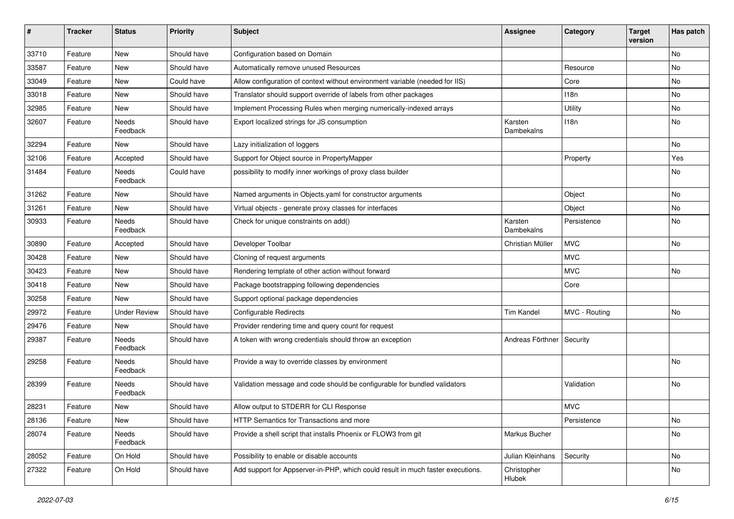| # | Tracker | Status | Priority | Subject | Assignee | Category | Target version | Has patch |
|---|---|---|---|---|---|---|---|---|
| 33710 | Feature | New | Should have | Configuration based on Domain | | | | No |
| 33587 | Feature | New | Should have | Automatically remove unused Resources | | Resource | | No |
| 33049 | Feature | New | Could have | Allow configuration of context without environment variable (needed for IIS) | | Core | | No |
| 33018 | Feature | New | Should have | Translator should support override of labels from other packages | | I18n | | No |
| 32985 | Feature | New | Should have | Implement Processing Rules when merging numerically-indexed arrays | | Utility | | No |
| 32607 | Feature | Needs Feedback | Should have | Export localized strings for JS consumption | Karsten Dambekalns | I18n | | No |
| 32294 | Feature | New | Should have | Lazy initialization of loggers | | | | No |
| 32106 | Feature | Accepted | Should have | Support for Object source in PropertyMapper | | Property | | Yes |
| 31484 | Feature | Needs Feedback | Could have | possibility to modify inner workings of proxy class builder | | | | No |
| 31262 | Feature | New | Should have | Named arguments in Objects.yaml for constructor arguments | | Object | | No |
| 31261 | Feature | New | Should have | Virtual objects - generate proxy classes for interfaces | | Object | | No |
| 30933 | Feature | Needs Feedback | Should have | Check for unique constraints on add() | Karsten Dambekalns | Persistence | | No |
| 30890 | Feature | Accepted | Should have | Developer Toolbar | Christian Müller | MVC | | No |
| 30428 | Feature | New | Should have | Cloning of request arguments | | MVC | | |
| 30423 | Feature | New | Should have | Rendering template of other action without forward | | MVC | | No |
| 30418 | Feature | New | Should have | Package bootstrapping following dependencies | | Core | | |
| 30258 | Feature | New | Should have | Support optional package dependencies | | | | |
| 29972 | Feature | Under Review | Should have | Configurable Redirects | Tim Kandel | MVC - Routing | | No |
| 29476 | Feature | New | Should have | Provider rendering time and query count for request | | | | |
| 29387 | Feature | Needs Feedback | Should have | A token with wrong credentials should throw an exception | Andreas Förthner | Security | | |
| 29258 | Feature | Needs Feedback | Should have | Provide a way to override classes by environment | | | | No |
| 28399 | Feature | Needs Feedback | Should have | Validation message and code should be configurable for bundled validators | | Validation | | No |
| 28231 | Feature | New | Should have | Allow output to STDERR for CLI Response | | MVC | | |
| 28136 | Feature | New | Should have | HTTP Semantics for Transactions and more | | Persistence | | No |
| 28074 | Feature | Needs Feedback | Should have | Provide a shell script that installs Phoenix or FLOW3 from git | Markus Bucher | | | No |
| 28052 | Feature | On Hold | Should have | Possibility to enable or disable accounts | Julian Kleinhans | Security | | No |
| 27322 | Feature | On Hold | Should have | Add support for Appserver-in-PHP, which could result in much faster executions. | Christopher Hlubek | | | No |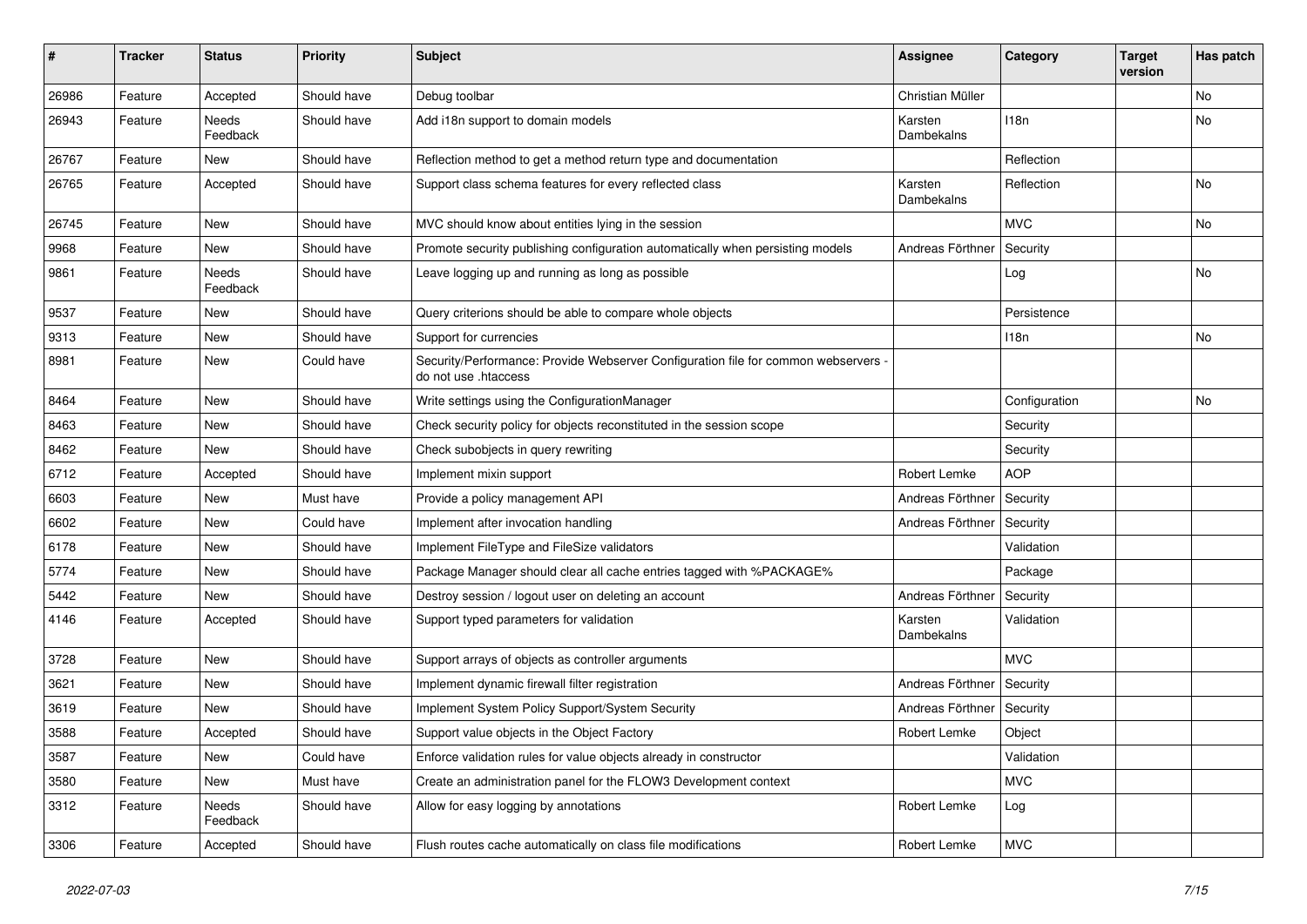| # | Tracker | Status | Priority | Subject | Assignee | Category | Target version | Has patch |
|---|---|---|---|---|---|---|---|---|
| 26986 | Feature | Accepted | Should have | Debug toolbar | Christian Müller | | | No |
| 26943 | Feature | Needs Feedback | Should have | Add i18n support to domain models | Karsten Dambekalns | I18n | | No |
| 26767 | Feature | New | Should have | Reflection method to get a method return type and documentation | | Reflection | | |
| 26765 | Feature | Accepted | Should have | Support class schema features for every reflected class | Karsten Dambekalns | Reflection | | No |
| 26745 | Feature | New | Should have | MVC should know about entities lying in the session | | MVC | | No |
| 9968 | Feature | New | Should have | Promote security publishing configuration automatically when persisting models | Andreas Förthner | Security | | |
| 9861 | Feature | Needs Feedback | Should have | Leave logging up and running as long as possible | | Log | | No |
| 9537 | Feature | New | Should have | Query criterions should be able to compare whole objects | | Persistence | | |
| 9313 | Feature | New | Should have | Support for currencies | | I18n | | No |
| 8981 | Feature | New | Could have | Security/Performance: Provide Webserver Configuration file for common webservers - do not use .htaccess | | | | |
| 8464 | Feature | New | Should have | Write settings using the ConfigurationManager | | Configuration | | No |
| 8463 | Feature | New | Should have | Check security policy for objects reconstituted in the session scope | | Security | | |
| 8462 | Feature | New | Should have | Check subobjects in query rewriting | | Security | | |
| 6712 | Feature | Accepted | Should have | Implement mixin support | Robert Lemke | AOP | | |
| 6603 | Feature | New | Must have | Provide a policy management API | Andreas Förthner | Security | | |
| 6602 | Feature | New | Could have | Implement after invocation handling | Andreas Förthner | Security | | |
| 6178 | Feature | New | Should have | Implement FileType and FileSize validators | | Validation | | |
| 5774 | Feature | New | Should have | Package Manager should clear all cache entries tagged with %PACKAGE% | | Package | | |
| 5442 | Feature | New | Should have | Destroy session / logout user on deleting an account | Andreas Förthner | Security | | |
| 4146 | Feature | Accepted | Should have | Support typed parameters for validation | Karsten Dambekalns | Validation | | |
| 3728 | Feature | New | Should have | Support arrays of objects as controller arguments | | MVC | | |
| 3621 | Feature | New | Should have | Implement dynamic firewall filter registration | Andreas Förthner | Security | | |
| 3619 | Feature | New | Should have | Implement System Policy Support/System Security | Andreas Förthner | Security | | |
| 3588 | Feature | Accepted | Should have | Support value objects in the Object Factory | Robert Lemke | Object | | |
| 3587 | Feature | New | Could have | Enforce validation rules for value objects already in constructor | | Validation | | |
| 3580 | Feature | New | Must have | Create an administration panel for the FLOW3 Development context | | MVC | | |
| 3312 | Feature | Needs Feedback | Should have | Allow for easy logging by annotations | Robert Lemke | Log | | |
| 3306 | Feature | Accepted | Should have | Flush routes cache automatically on class file modifications | Robert Lemke | MVC | | |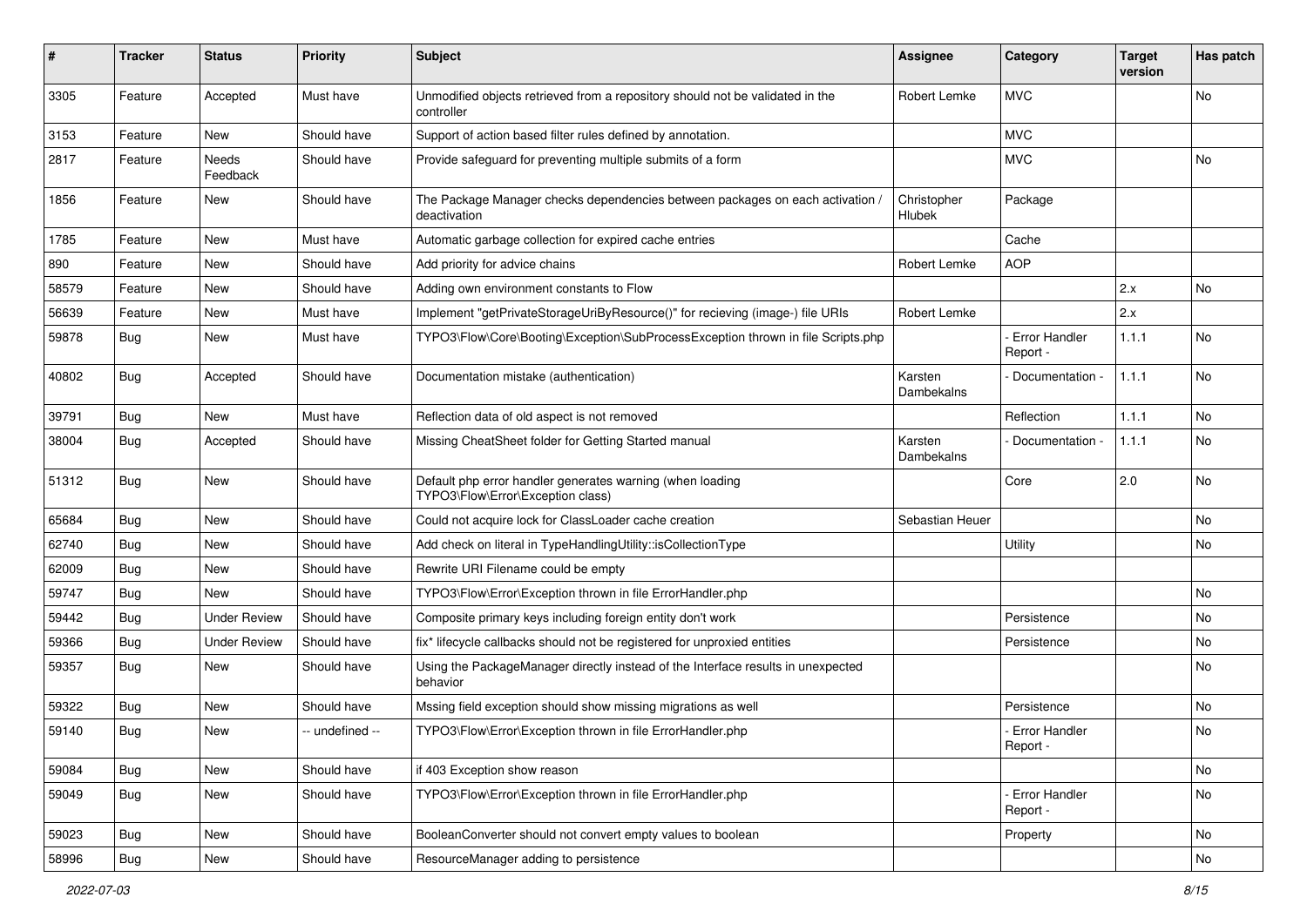| # | Tracker | Status | Priority | Subject | Assignee | Category | Target version | Has patch |
|---|---|---|---|---|---|---|---|---|
| 3305 | Feature | Accepted | Must have | Unmodified objects retrieved from a repository should not be validated in the controller | Robert Lemke | MVC | | No |
| 3153 | Feature | New | Should have | Support of action based filter rules defined by annotation. | | MVC | | |
| 2817 | Feature | Needs Feedback | Should have | Provide safeguard for preventing multiple submits of a form | | MVC | | No |
| 1856 | Feature | New | Should have | The Package Manager checks dependencies between packages on each activation / deactivation | Christopher Hlubek | Package | | |
| 1785 | Feature | New | Must have | Automatic garbage collection for expired cache entries | | Cache | | |
| 890 | Feature | New | Should have | Add priority for advice chains | Robert Lemke | AOP | | |
| 58579 | Feature | New | Should have | Adding own environment constants to Flow | | | 2.x | No |
| 56639 | Feature | New | Must have | Implement "getPrivateStorageUriByResource()" for recieving (image-) file URIs | Robert Lemke | | 2.x | |
| 59878 | Bug | New | Must have | TYPO3\Flow\Core\Booting\Exception\SubProcessException thrown in file Scripts.php | | - Error Handler Report - | 1.1.1 | No |
| 40802 | Bug | Accepted | Should have | Documentation mistake (authentication) | Karsten Dambekalns | - Documentation - | 1.1.1 | No |
| 39791 | Bug | New | Must have | Reflection data of old aspect is not removed | | Reflection | 1.1.1 | No |
| 38004 | Bug | Accepted | Should have | Missing CheatSheet folder for Getting Started manual | Karsten Dambekalns | - Documentation - | 1.1.1 | No |
| 51312 | Bug | New | Should have | Default php error handler generates warning (when loading TYPO3\Flow\Error\Exception class) | | Core | 2.0 | No |
| 65684 | Bug | New | Should have | Could not acquire lock for ClassLoader cache creation | Sebastian Heuer | | | No |
| 62740 | Bug | New | Should have | Add check on literal in TypeHandlingUtility::isCollectionType | | Utility | | No |
| 62009 | Bug | New | Should have | Rewrite URI Filename could be empty | | | | |
| 59747 | Bug | New | Should have | TYPO3\Flow\Error\Exception thrown in file ErrorHandler.php | | | | No |
| 59442 | Bug | Under Review | Should have | Composite primary keys including foreign entity don't work | | Persistence | | No |
| 59366 | Bug | Under Review | Should have | fix* lifecycle callbacks should not be registered for unproxied entities | | Persistence | | No |
| 59357 | Bug | New | Should have | Using the PackageManager directly instead of the Interface results in unexpected behavior | | | | No |
| 59322 | Bug | New | Should have | Mssing field exception should show missing migrations as well | | Persistence | | No |
| 59140 | Bug | New | -- undefined -- | TYPO3\Flow\Error\Exception thrown in file ErrorHandler.php | | - Error Handler Report - | | No |
| 59084 | Bug | New | Should have | if 403 Exception show reason | | | | No |
| 59049 | Bug | New | Should have | TYPO3\Flow\Error\Exception thrown in file ErrorHandler.php | | - Error Handler Report - | | No |
| 59023 | Bug | New | Should have | BooleanConverter should not convert empty values to boolean | | Property | | No |
| 58996 | Bug | New | Should have | ResourceManager adding to persistence | | | | No |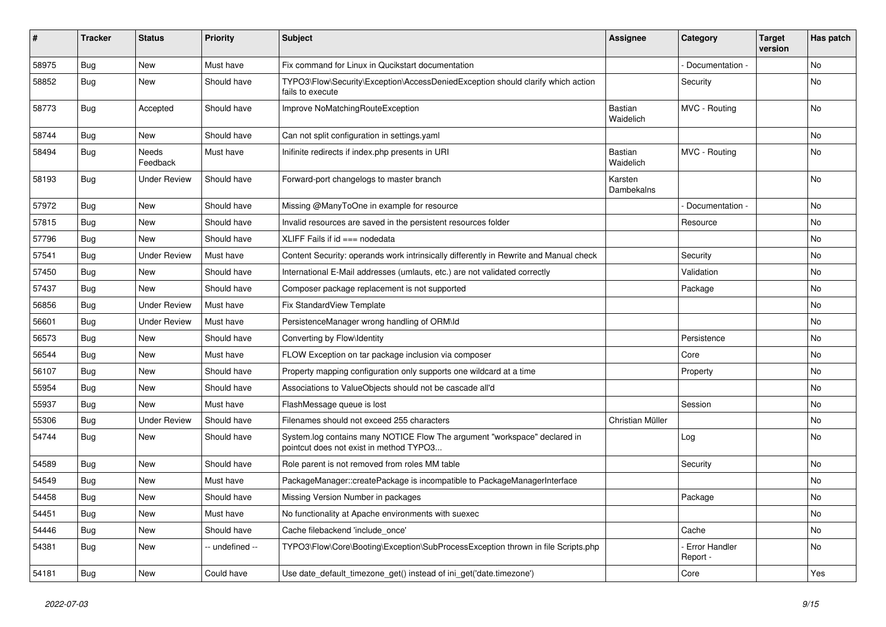| # | Tracker | Status | Priority | Subject | Assignee | Category | Target version | Has patch |
| --- | --- | --- | --- | --- | --- | --- | --- | --- |
| 58975 | Bug | New | Must have | Fix command for Linux in Qucikstart documentation | | - Documentation - | | No |
| 58852 | Bug | New | Should have | TYPO3\Flow\Security\Exception\AccessDeniedException should clarify which action fails to execute | | Security | | No |
| 58773 | Bug | Accepted | Should have | Improve NoMatchingRouteException | Bastian Waidelich | MVC - Routing | | No |
| 58744 | Bug | New | Should have | Can not split configuration in settings.yaml | | | | No |
| 58494 | Bug | Needs Feedback | Must have | Inifinite redirects if index.php presents in URI | Bastian Waidelich | MVC - Routing | | No |
| 58193 | Bug | Under Review | Should have | Forward-port changelogs to master branch | Karsten Dambekalns | | | No |
| 57972 | Bug | New | Should have | Missing @ManyToOne in example for resource | | - Documentation - | | No |
| 57815 | Bug | New | Should have | Invalid resources are saved in the persistent resources folder | | Resource | | No |
| 57796 | Bug | New | Should have | XLIFF Fails if id === nodedata | | | | No |
| 57541 | Bug | Under Review | Must have | Content Security: operands work intrinsically differently in Rewrite and Manual check | | Security | | No |
| 57450 | Bug | New | Should have | International E-Mail addresses (umlauts, etc.) are not validated correctly | | Validation | | No |
| 57437 | Bug | New | Should have | Composer package replacement is not supported | | Package | | No |
| 56856 | Bug | Under Review | Must have | Fix StandardView Template | | | | No |
| 56601 | Bug | Under Review | Must have | PersistenceManager wrong handling of ORM\Id | | | | No |
| 56573 | Bug | New | Should have | Converting by Flow\Identity | | Persistence | | No |
| 56544 | Bug | New | Must have | FLOW Exception on tar package inclusion via composer | | Core | | No |
| 56107 | Bug | New | Should have | Property mapping configuration only supports one wildcard at a time | | Property | | No |
| 55954 | Bug | New | Should have | Associations to ValueObjects should not be cascade all'd | | | | No |
| 55937 | Bug | New | Must have | FlashMessage queue is lost | | Session | | No |
| 55306 | Bug | Under Review | Should have | Filenames should not exceed 255 characters | Christian Müller | | | No |
| 54744 | Bug | New | Should have | System.log contains many NOTICE Flow The argument "workspace" declared in pointcut does not exist in method TYPO3... | | Log | | No |
| 54589 | Bug | New | Should have | Role parent is not removed from roles MM table | | Security | | No |
| 54549 | Bug | New | Must have | PackageManager::createPackage is incompatible to PackageManagerInterface | | | | No |
| 54458 | Bug | New | Should have | Missing Version Number in packages | | Package | | No |
| 54451 | Bug | New | Must have | No functionality at Apache environments with suexec | | | | No |
| 54446 | Bug | New | Should have | Cache filebackend 'include_once' | | Cache | | No |
| 54381 | Bug | New | -- undefined -- | TYPO3\Flow\Core\Booting\Exception\SubProcessException thrown in file Scripts.php | | - Error Handler Report - | | No |
| 54181 | Bug | New | Could have | Use date_default_timezone_get() instead of ini_get('date.timezone') | | Core | | Yes |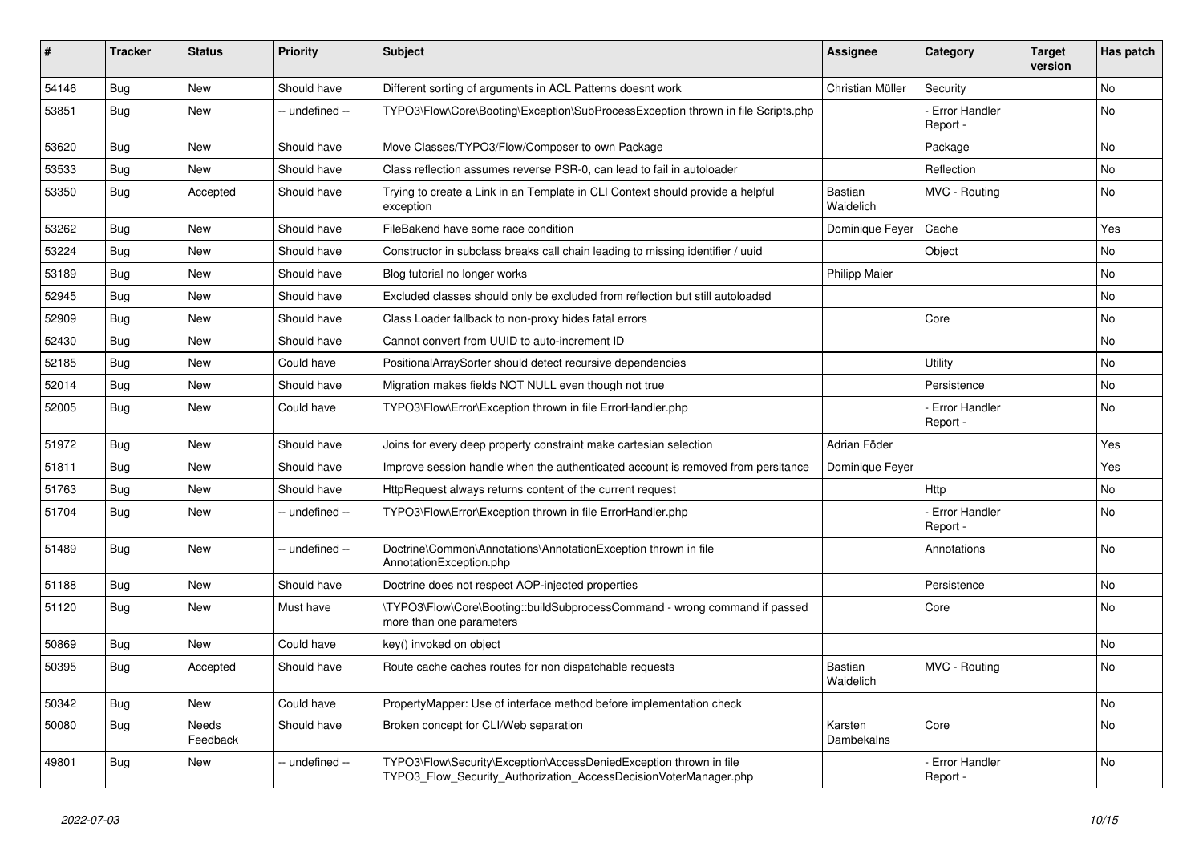| # | Tracker | Status | Priority | Subject | Assignee | Category | Target version | Has patch |
|---|---|---|---|---|---|---|---|---|
| 54146 | Bug | New | Should have | Different sorting of arguments in ACL Patterns doesnt work | Christian Müller | Security | | No |
| 53851 | Bug | New | -- undefined -- | TYPO3\Flow\Core\Booting\Exception\SubProcessException thrown in file Scripts.php | | - Error Handler Report - | | No |
| 53620 | Bug | New | Should have | Move Classes/TYPO3/Flow/Composer to own Package | | Package | | No |
| 53533 | Bug | New | Should have | Class reflection assumes reverse PSR-0, can lead to fail in autoloader | | Reflection | | No |
| 53350 | Bug | Accepted | Should have | Trying to create a Link in an Template in CLI Context should provide a helpful exception | Bastian Waidelich | MVC - Routing | | No |
| 53262 | Bug | New | Should have | FileBakend have some race condition | Dominique Feyer | Cache | | Yes |
| 53224 | Bug | New | Should have | Constructor in subclass breaks call chain leading to missing identifier / uuid | | Object | | No |
| 53189 | Bug | New | Should have | Blog tutorial no longer works | Philipp Maier | | | No |
| 52945 | Bug | New | Should have | Excluded classes should only be excluded from reflection but still autoloaded | | | | No |
| 52909 | Bug | New | Should have | Class Loader fallback to non-proxy hides fatal errors | | Core | | No |
| 52430 | Bug | New | Should have | Cannot convert from UUID to auto-increment ID | | | | No |
| 52185 | Bug | New | Could have | PositionalArraySorter should detect recursive dependencies | | Utility | | No |
| 52014 | Bug | New | Should have | Migration makes fields NOT NULL even though not true | | Persistence | | No |
| 52005 | Bug | New | Could have | TYPO3\Flow\Error\Exception thrown in file ErrorHandler.php | | - Error Handler Report - | | No |
| 51972 | Bug | New | Should have | Joins for every deep property constraint make cartesian selection | Adrian Föder | | | Yes |
| 51811 | Bug | New | Should have | Improve session handle when the authenticated account is removed from persitance | Dominique Feyer | | | Yes |
| 51763 | Bug | New | Should have | HttpRequest always returns content of the current request | | Http | | No |
| 51704 | Bug | New | -- undefined -- | TYPO3\Flow\Error\Exception thrown in file ErrorHandler.php | | - Error Handler Report - | | No |
| 51489 | Bug | New | -- undefined -- | Doctrine\Common\Annotations\AnnotationException thrown in file AnnotationException.php | | Annotations | | No |
| 51188 | Bug | New | Should have | Doctrine does not respect AOP-injected properties | | Persistence | | No |
| 51120 | Bug | New | Must have | \TYPO3\Flow\Core\Booting::buildSubprocessCommand - wrong command if passed more than one parameters | | Core | | No |
| 50869 | Bug | New | Could have | key() invoked on object | | | | No |
| 50395 | Bug | Accepted | Should have | Route cache caches routes for non dispatchable requests | Bastian Waidelich | MVC - Routing | | No |
| 50342 | Bug | New | Could have | PropertyMapper: Use of interface method before implementation check | | | | No |
| 50080 | Bug | Needs Feedback | Should have | Broken concept for CLI/Web separation | Karsten Dambekalns | Core | | No |
| 49801 | Bug | New | -- undefined -- | TYPO3\Flow\Security\Exception\AccessDeniedException thrown in file TYPO3_Flow_Security_Authorization_AccessDecisionVoterManager.php | | - Error Handler Report - | | No |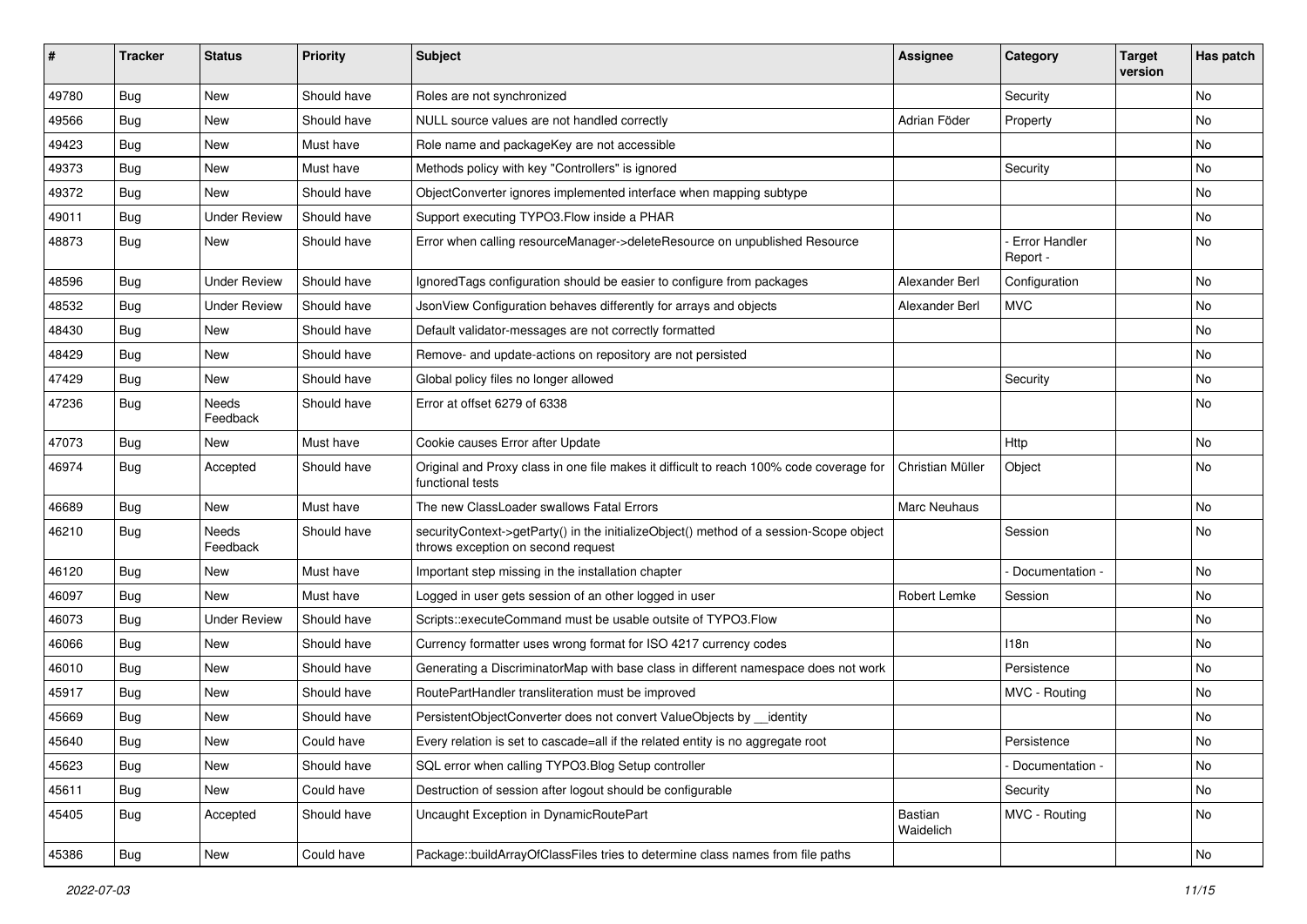| # | Tracker | Status | Priority | Subject | Assignee | Category | Target version | Has patch |
|---|---|---|---|---|---|---|---|---|
| 49780 | Bug | New | Should have | Roles are not synchronized | | Security | | No |
| 49566 | Bug | New | Should have | NULL source values are not handled correctly | Adrian Föder | Property | | No |
| 49423 | Bug | New | Must have | Role name and packageKey are not accessible | | | | No |
| 49373 | Bug | New | Must have | Methods policy with key "Controllers" is ignored | | Security | | No |
| 49372 | Bug | New | Should have | ObjectConverter ignores implemented interface when mapping subtype | | | | No |
| 49011 | Bug | Under Review | Should have | Support executing TYPO3.Flow inside a PHAR | | | | No |
| 48873 | Bug | New | Should have | Error when calling resourceManager->deleteResource on unpublished Resource | | - Error Handler Report - | | No |
| 48596 | Bug | Under Review | Should have | IgnoredTags configuration should be easier to configure from packages | Alexander Berl | Configuration | | No |
| 48532 | Bug | Under Review | Should have | JsonView Configuration behaves differently for arrays and objects | Alexander Berl | MVC | | No |
| 48430 | Bug | New | Should have | Default validator-messages are not correctly formatted | | | | No |
| 48429 | Bug | New | Should have | Remove- and update-actions on repository are not persisted | | | | No |
| 47429 | Bug | New | Should have | Global policy files no longer allowed | | Security | | No |
| 47236 | Bug | Needs Feedback | Should have | Error at offset 6279 of 6338 | | | | No |
| 47073 | Bug | New | Must have | Cookie causes Error after Update | | Http | | No |
| 46974 | Bug | Accepted | Should have | Original and Proxy class in one file makes it difficult to reach 100% code coverage for functional tests | Christian Müller | Object | | No |
| 46689 | Bug | New | Must have | The new ClassLoader swallows Fatal Errors | Marc Neuhaus | | | No |
| 46210 | Bug | Needs Feedback | Should have | securityContext->getParty() in the initializeObject() method of a session-Scope object throws exception on second request | | Session | | No |
| 46120 | Bug | New | Must have | Important step missing in the installation chapter | | - Documentation - | | No |
| 46097 | Bug | New | Must have | Logged in user gets session of an other logged in user | Robert Lemke | Session | | No |
| 46073 | Bug | Under Review | Should have | Scripts::executeCommand must be usable outsite of TYPO3.Flow | | | | No |
| 46066 | Bug | New | Should have | Currency formatter uses wrong format for ISO 4217 currency codes | | I18n | | No |
| 46010 | Bug | New | Should have | Generating a DiscriminatorMap with base class in different namespace does not work | | Persistence | | No |
| 45917 | Bug | New | Should have | RoutePartHandler transliteration must be improved | | MVC - Routing | | No |
| 45669 | Bug | New | Should have | PersistentObjectConverter does not convert ValueObjects by __identity | | | | No |
| 45640 | Bug | New | Could have | Every relation is set to cascade=all if the related entity is no aggregate root | | Persistence | | No |
| 45623 | Bug | New | Should have | SQL error when calling TYPO3.Blog Setup controller | | - Documentation - | | No |
| 45611 | Bug | New | Could have | Destruction of session after logout should be configurable | | Security | | No |
| 45405 | Bug | Accepted | Should have | Uncaught Exception in DynamicRoutePart | Bastian Waidelich | MVC - Routing | | No |
| 45386 | Bug | New | Could have | Package::buildArrayOfClassFiles tries to determine class names from file paths | | | | No |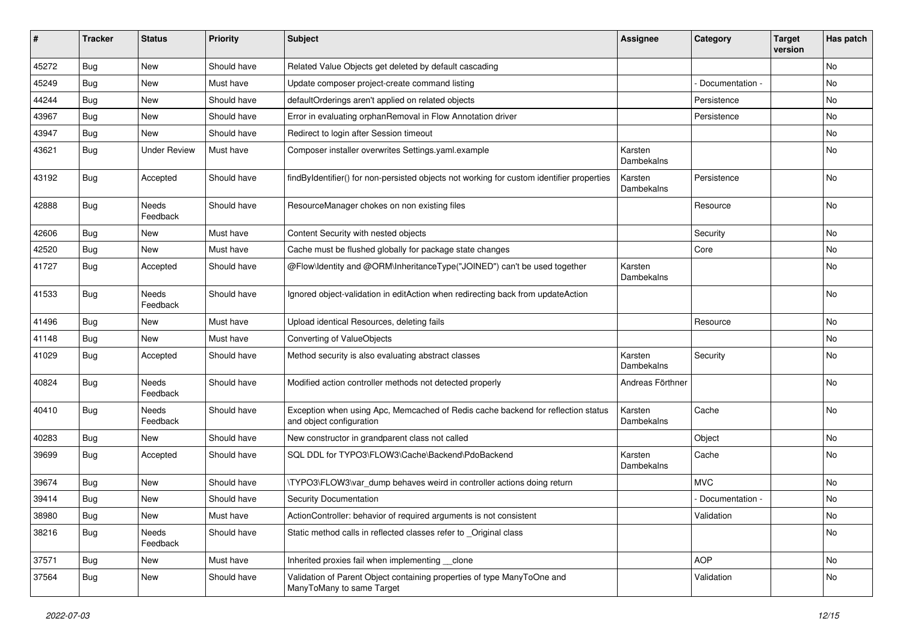| # | Tracker | Status | Priority | Subject | Assignee | Category | Target version | Has patch |
|---|---|---|---|---|---|---|---|---|
| 45272 | Bug | New | Should have | Related Value Objects get deleted by default cascading | | | | No |
| 45249 | Bug | New | Must have | Update composer project-create command listing | | - Documentation - | | No |
| 44244 | Bug | New | Should have | defaultOrderings aren't applied on related objects | | Persistence | | No |
| 43967 | Bug | New | Should have | Error in evaluating orphanRemoval in Flow Annotation driver | | Persistence | | No |
| 43947 | Bug | New | Should have | Redirect to login after Session timeout | | | | No |
| 43621 | Bug | Under Review | Must have | Composer installer overwrites Settings.yaml.example | Karsten Dambekalns | | | No |
| 43192 | Bug | Accepted | Should have | findByIdentifier() for non-persisted objects not working for custom identifier properties | Karsten Dambekalns | Persistence | | No |
| 42888 | Bug | Needs Feedback | Should have | ResourceManager chokes on non existing files | | Resource | | No |
| 42606 | Bug | New | Must have | Content Security with nested objects | | Security | | No |
| 42520 | Bug | New | Must have | Cache must be flushed globally for package state changes | | Core | | No |
| 41727 | Bug | Accepted | Should have | @Flow\Identity and @ORM\InheritanceType("JOINED") can't be used together | Karsten Dambekalns | | | No |
| 41533 | Bug | Needs Feedback | Should have | Ignored object-validation in editAction when redirecting back from updateAction | | | | No |
| 41496 | Bug | New | Must have | Upload identical Resources, deleting fails | | Resource | | No |
| 41148 | Bug | New | Must have | Converting of ValueObjects | | | | No |
| 41029 | Bug | Accepted | Should have | Method security is also evaluating abstract classes | Karsten Dambekalns | Security | | No |
| 40824 | Bug | Needs Feedback | Should have | Modified action controller methods not detected properly | Andreas Förthner | | | No |
| 40410 | Bug | Needs Feedback | Should have | Exception when using Apc, Memcached of Redis cache backend for reflection status and object configuration | Karsten Dambekalns | Cache | | No |
| 40283 | Bug | New | Should have | New constructor in grandparent class not called | | Object | | No |
| 39699 | Bug | Accepted | Should have | SQL DDL for TYPO3\FLOW3\Cache\Backend\PdoBackend | Karsten Dambekalns | Cache | | No |
| 39674 | Bug | New | Should have | \TYPO3\FLOW3\var_dump behaves weird in controller actions doing return | | MVC | | No |
| 39414 | Bug | New | Should have | Security Documentation | | - Documentation - | | No |
| 38980 | Bug | New | Must have | ActionController: behavior of required arguments is not consistent | | Validation | | No |
| 38216 | Bug | Needs Feedback | Should have | Static method calls in reflected classes refer to _Original class | | | | No |
| 37571 | Bug | New | Must have | Inherited proxies fail when implementing __clone | | AOP | | No |
| 37564 | Bug | New | Should have | Validation of Parent Object containing properties of type ManyToOne and ManyToMany to same Target | | Validation | | No |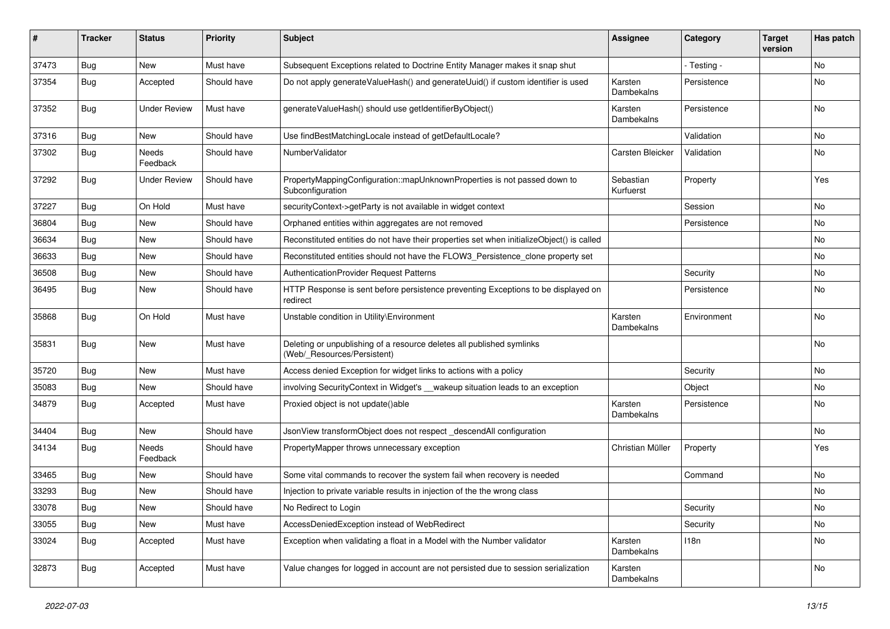| # | Tracker | Status | Priority | Subject | Assignee | Category | Target version | Has patch |
|---|---|---|---|---|---|---|---|---|
| 37473 | Bug | New | Must have | Subsequent Exceptions related to Doctrine Entity Manager makes it snap shut | | - Testing - | | No |
| 37354 | Bug | Accepted | Should have | Do not apply generateValueHash() and generateUuid() if custom identifier is used | Karsten Dambekalns | Persistence | | No |
| 37352 | Bug | Under Review | Must have | generateValueHash() should use getIdentifierByObject() | Karsten Dambekalns | Persistence | | No |
| 37316 | Bug | New | Should have | Use findBestMatchingLocale instead of getDefaultLocale? | | Validation | | No |
| 37302 | Bug | Needs Feedback | Should have | NumberValidator | Carsten Bleicker | Validation | | No |
| 37292 | Bug | Under Review | Should have | PropertyMappingConfiguration::mapUnknownProperties is not passed down to Subconfiguration | Sebastian Kurfuerst | Property | | Yes |
| 37227 | Bug | On Hold | Must have | securityContext->getParty is not available in widget context | | Session | | No |
| 36804 | Bug | New | Should have | Orphaned entities within aggregates are not removed | | Persistence | | No |
| 36634 | Bug | New | Should have | Reconstituted entities do not have their properties set when initializeObject() is called | | | | No |
| 36633 | Bug | New | Should have | Reconstituted entities should not have the FLOW3_Persistence_clone property set | | | | No |
| 36508 | Bug | New | Should have | AuthenticationProvider Request Patterns | | Security | | No |
| 36495 | Bug | New | Should have | HTTP Response is sent before persistence preventing Exceptions to be displayed on redirect | | Persistence | | No |
| 35868 | Bug | On Hold | Must have | Unstable condition in Utility\Environment | Karsten Dambekalns | Environment | | No |
| 35831 | Bug | New | Must have | Deleting or unpublishing of a resource deletes all published symlinks (Web/_Resources/Persistent) | | | | No |
| 35720 | Bug | New | Must have | Access denied Exception for widget links to actions with a policy | | Security | | No |
| 35083 | Bug | New | Should have | involving SecurityContext in Widget's __wakeup situation leads to an exception | | Object | | No |
| 34879 | Bug | Accepted | Must have | Proxied object is not update()able | Karsten Dambekalns | Persistence | | No |
| 34404 | Bug | New | Should have | JsonView transformObject does not respect _descendAll configuration | | | | No |
| 34134 | Bug | Needs Feedback | Should have | PropertyMapper throws unnecessary exception | Christian Müller | Property | | Yes |
| 33465 | Bug | New | Should have | Some vital commands to recover the system fail when recovery is needed | | Command | | No |
| 33293 | Bug | New | Should have | Injection to private variable results in injection of the the wrong class | | | | No |
| 33078 | Bug | New | Should have | No Redirect to Login | | Security | | No |
| 33055 | Bug | New | Must have | AccessDeniedException instead of WebRedirect | | Security | | No |
| 33024 | Bug | Accepted | Must have | Exception when validating a float in a Model with the Number validator | Karsten Dambekalns | I18n | | No |
| 32873 | Bug | Accepted | Must have | Value changes for logged in account are not persisted due to session serialization | Karsten Dambekalns | | | No |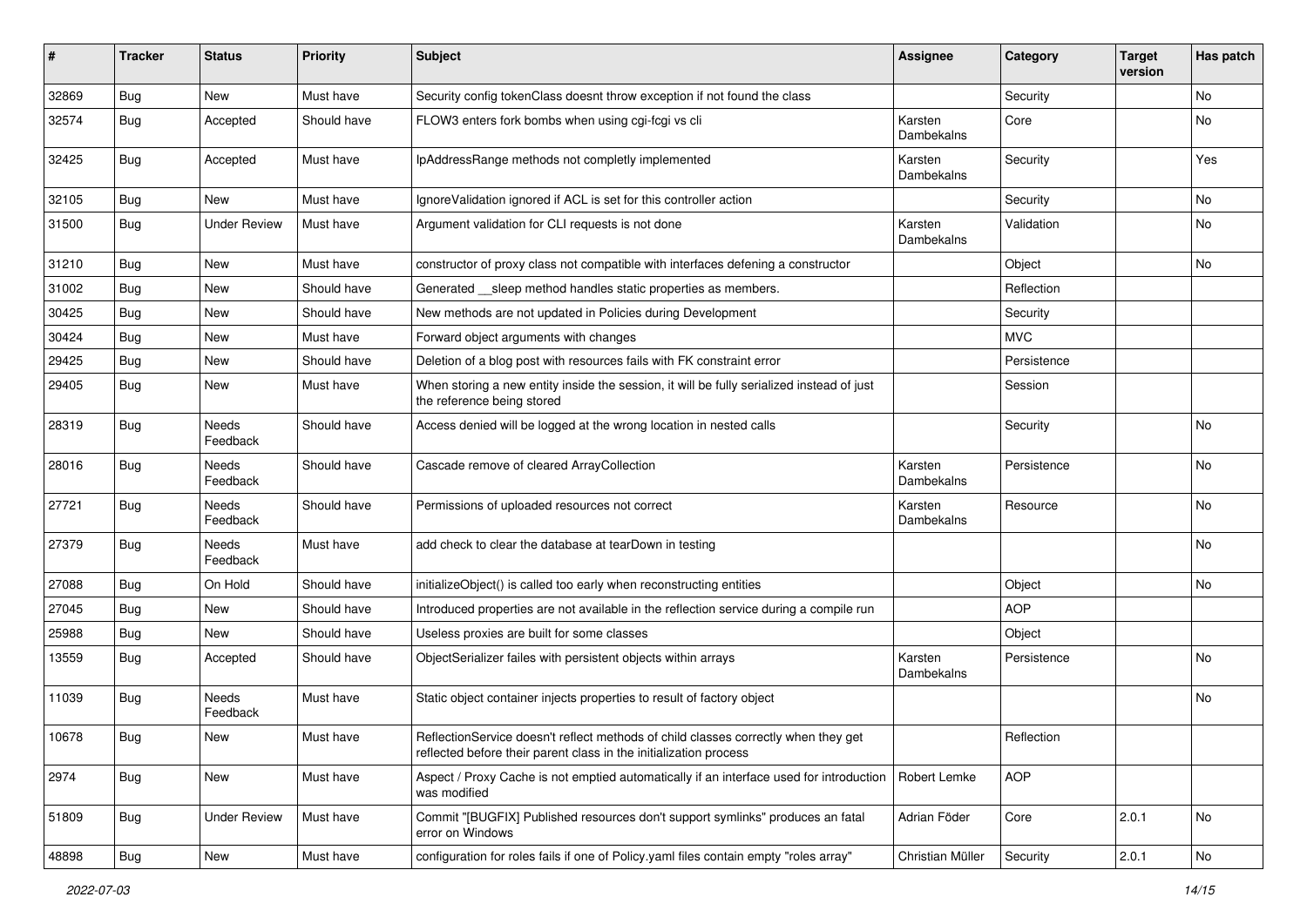| # | Tracker | Status | Priority | Subject | Assignee | Category | Target version | Has patch |
|---|---|---|---|---|---|---|---|---|
| 32869 | Bug | New | Must have | Security config tokenClass doesnt throw exception if not found the class | | Security | | No |
| 32574 | Bug | Accepted | Should have | FLOW3 enters fork bombs when using cgi-fcgi vs cli | Karsten Dambekalns | Core | | No |
| 32425 | Bug | Accepted | Must have | IpAddressRange methods not completly implemented | Karsten Dambekalns | Security | | Yes |
| 32105 | Bug | New | Must have | IgnoreValidation ignored if ACL is set for this controller action | | Security | | No |
| 31500 | Bug | Under Review | Must have | Argument validation for CLI requests is not done | Karsten Dambekalns | Validation | | No |
| 31210 | Bug | New | Must have | constructor of proxy class not compatible with interfaces defening a constructor | | Object | | No |
| 31002 | Bug | New | Should have | Generated __sleep method handles static properties as members. | | Reflection | | |
| 30425 | Bug | New | Should have | New methods are not updated in Policies during Development | | Security | | |
| 30424 | Bug | New | Must have | Forward object arguments with changes | | MVC | | |
| 29425 | Bug | New | Should have | Deletion of a blog post with resources fails with FK constraint error | | Persistence | | |
| 29405 | Bug | New | Must have | When storing a new entity inside the session, it will be fully serialized instead of just the reference being stored | | Session | | |
| 28319 | Bug | Needs Feedback | Should have | Access denied will be logged at the wrong location in nested calls | | Security | | No |
| 28016 | Bug | Needs Feedback | Should have | Cascade remove of cleared ArrayCollection | Karsten Dambekalns | Persistence | | No |
| 27721 | Bug | Needs Feedback | Should have | Permissions of uploaded resources not correct | Karsten Dambekalns | Resource | | No |
| 27379 | Bug | Needs Feedback | Must have | add check to clear the database at tearDown in testing | | | | No |
| 27088 | Bug | On Hold | Should have | initializeObject() is called too early when reconstructing entities | | Object | | No |
| 27045 | Bug | New | Should have | Introduced properties are not available in the reflection service during a compile run | | AOP | | |
| 25988 | Bug | New | Should have | Useless proxies are built for some classes | | Object | | |
| 13559 | Bug | Accepted | Should have | ObjectSerializer failes with persistent objects within arrays | Karsten Dambekalns | Persistence | | No |
| 11039 | Bug | Needs Feedback | Must have | Static object container injects properties to result of factory object | | | | No |
| 10678 | Bug | New | Must have | ReflectionService doesn't reflect methods of child classes correctly when they get reflected before their parent class in the initialization process | | Reflection | | |
| 2974 | Bug | New | Must have | Aspect / Proxy Cache is not emptied automatically if an interface used for introduction was modified | Robert Lemke | AOP | | |
| 51809 | Bug | Under Review | Must have | Commit "[BUGFIX] Published resources don't support symlinks" produces an fatal error on Windows | Adrian Föder | Core | 2.0.1 | No |
| 48898 | Bug | New | Must have | configuration for roles fails if one of Policy.yaml files contain empty "roles array" | Christian Müller | Security | 2.0.1 | No |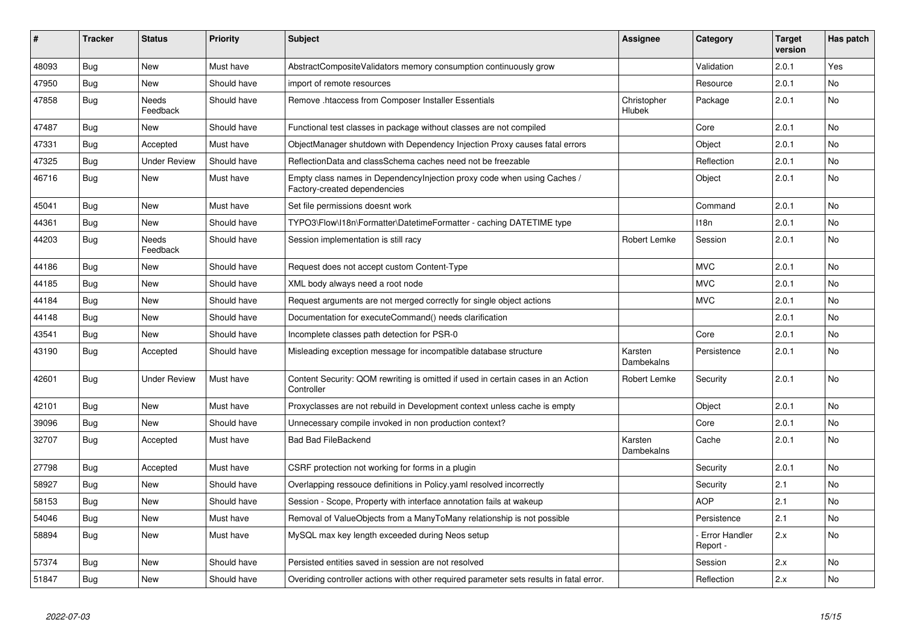| # | Tracker | Status | Priority | Subject | Assignee | Category | Target version | Has patch |
|---|---|---|---|---|---|---|---|---|
| 48093 | Bug | New | Must have | AbstractCompositeValidators memory consumption continuously grow | | Validation | 2.0.1 | Yes |
| 47950 | Bug | New | Should have | import of remote resources | | Resource | 2.0.1 | No |
| 47858 | Bug | Needs Feedback | Should have | Remove .htaccess from Composer Installer Essentials | Christopher Hlubek | Package | 2.0.1 | No |
| 47487 | Bug | New | Should have | Functional test classes in package without classes are not compiled | | Core | 2.0.1 | No |
| 47331 | Bug | Accepted | Must have | ObjectManager shutdown with Dependency Injection Proxy causes fatal errors | | Object | 2.0.1 | No |
| 47325 | Bug | Under Review | Should have | ReflectionData and classSchema caches need not be freezable | | Reflection | 2.0.1 | No |
| 46716 | Bug | New | Must have | Empty class names in DependencyInjection proxy code when using Caches / Factory-created dependencies | | Object | 2.0.1 | No |
| 45041 | Bug | New | Must have | Set file permissions doesnt work | | Command | 2.0.1 | No |
| 44361 | Bug | New | Should have | TYPO3\Flow\I18n\Formatter\DatetimeFormatter - caching DATETIME type | | I18n | 2.0.1 | No |
| 44203 | Bug | Needs Feedback | Should have | Session implementation is still racy | Robert Lemke | Session | 2.0.1 | No |
| 44186 | Bug | New | Should have | Request does not accept custom Content-Type | | MVC | 2.0.1 | No |
| 44185 | Bug | New | Should have | XML body always need a root node | | MVC | 2.0.1 | No |
| 44184 | Bug | New | Should have | Request arguments are not merged correctly for single object actions | | MVC | 2.0.1 | No |
| 44148 | Bug | New | Should have | Documentation for executeCommand() needs clarification | | | 2.0.1 | No |
| 43541 | Bug | New | Should have | Incomplete classes path detection for PSR-0 | | Core | 2.0.1 | No |
| 43190 | Bug | Accepted | Should have | Misleading exception message for incompatible database structure | Karsten Dambekalns | Persistence | 2.0.1 | No |
| 42601 | Bug | Under Review | Must have | Content Security: QOM rewriting is omitted if used in certain cases in an Action Controller | Robert Lemke | Security | 2.0.1 | No |
| 42101 | Bug | New | Must have | Proxyclasses are not rebuild in Development context unless cache is empty | | Object | 2.0.1 | No |
| 39096 | Bug | New | Should have | Unnecessary compile invoked in non production context? | | Core | 2.0.1 | No |
| 32707 | Bug | Accepted | Must have | Bad Bad FileBackend | Karsten Dambekalns | Cache | 2.0.1 | No |
| 27798 | Bug | Accepted | Must have | CSRF protection not working for forms in a plugin | | Security | 2.0.1 | No |
| 58927 | Bug | New | Should have | Overlapping ressouce definitions in Policy.yaml resolved incorrectly | | Security | 2.1 | No |
| 58153 | Bug | New | Should have | Session - Scope, Property with interface annotation fails at wakeup | | AOP | 2.1 | No |
| 54046 | Bug | New | Must have | Removal of ValueObjects from a ManyToMany relationship is not possible | | Persistence | 2.1 | No |
| 58894 | Bug | New | Must have | MySQL max key length exceeded during Neos setup | | - Error Handler Report - | 2.x | No |
| 57374 | Bug | New | Should have | Persisted entities saved in session are not resolved | | Session | 2.x | No |
| 51847 | Bug | New | Should have | Overiding controller actions with other required parameter sets results in fatal error. | | Reflection | 2.x | No |